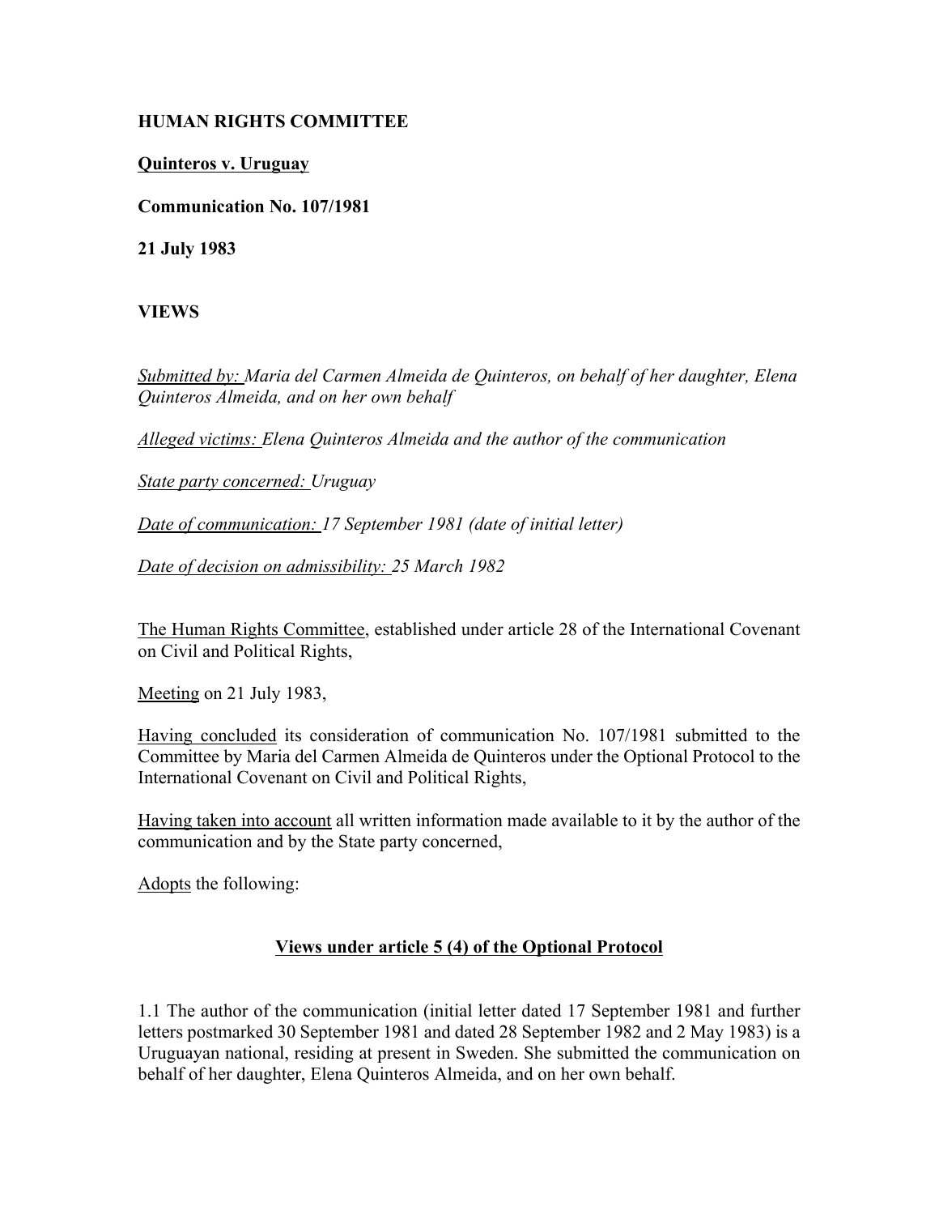**HUMAN RIGHTS COMMITTEE**

**Quinteros v. Uruguay**

**Communication No. 107/1981**

**21 July 1983**

**VIEWS**

*Submitted by: Maria del Carmen Almeida de Quinteros, on behalf of her daughter, Elena Quinteros Almeida, and on her own behalf*

*Alleged victims: Elena Quinteros Almeida and the author of the communication*

*State party concerned: Uruguay*

*Date of communication: 17 September 1981 (date of initial letter)*

*Date of decision on admissibility: 25 March 1982*

The Human Rights Committee, established under article 28 of the International Covenant on Civil and Political Rights,

Meeting on 21 July 1983,

Having concluded its consideration of communication No. 107/1981 submitted to the Committee by Maria del Carmen Almeida de Quinteros under the Optional Protocol to the International Covenant on Civil and Political Rights,

Having taken into account all written information made available to it by the author of the communication and by the State party concerned,

Adopts the following:

**Views under article 5 (4) of the Optional Protocol**

1.1 The author of the communication (initial letter dated 17 September 1981 and further letters postmarked 30 September 1981 and dated 28 September 1982 and 2 May 1983) is a Uruguayan national, residing at present in Sweden. She submitted the communication on behalf of her daughter, Elena Quinteros Almeida, and on her own behalf.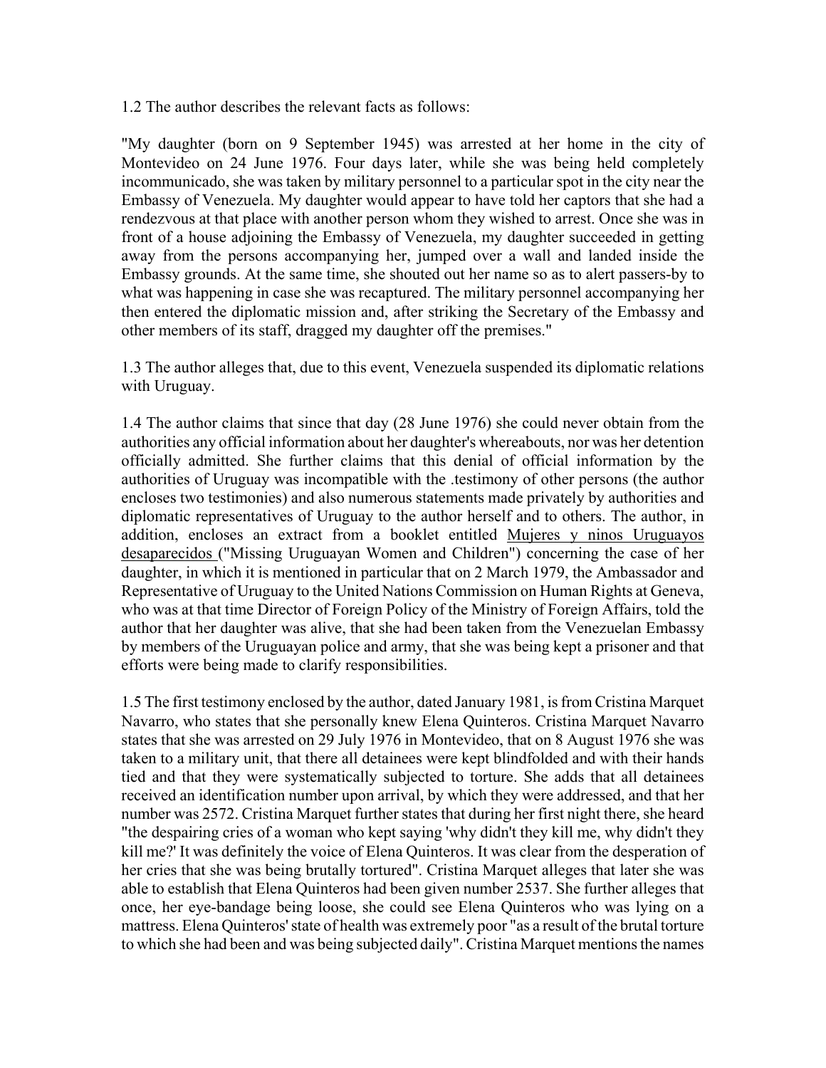1.2 The author describes the relevant facts as follows:

"My daughter (born on 9 September 1945) was arrested at her home in the city of Montevideo on 24 June 1976. Four days later, while she was being held completely incommunicado, she was taken by military personnel to a particular spot in the city near the Embassy of Venezuela. My daughter would appear to have told her captors that she had a rendezvous at that place with another person whom they wished to arrest. Once she was in front of a house adjoining the Embassy of Venezuela, my daughter succeeded in getting away from the persons accompanying her, jumped over a wall and landed inside the Embassy grounds. At the same time, she shouted out her name so as to alert passers-by to what was happening in case she was recaptured. The military personnel accompanying her then entered the diplomatic mission and, after striking the Secretary of the Embassy and other members of its staff, dragged my daughter off the premises."

1.3 The author alleges that, due to this event, Venezuela suspended its diplomatic relations with Uruguay.

1.4 The author claims that since that day (28 June 1976) she could never obtain from the authorities any official information about her daughter's whereabouts, nor was her detention officially admitted. She further claims that this denial of official information by the authorities of Uruguay was incompatible with the .testimony of other persons (the author encloses two testimonies) and also numerous statements made privately by authorities and diplomatic representatives of Uruguay to the author herself and to others. The author, in addition, encloses an extract from a booklet entitled Mujeres y ninos Uruguayos desaparecidos ("Missing Uruguayan Women and Children") concerning the case of her daughter, in which it is mentioned in particular that on 2 March 1979, the Ambassador and Representative of Uruguay to the United Nations Commission on Human Rights at Geneva, who was at that time Director of Foreign Policy of the Ministry of Foreign Affairs, told the author that her daughter was alive, that she had been taken from the Venezuelan Embassy by members of the Uruguayan police and army, that she was being kept a prisoner and that efforts were being made to clarify responsibilities.

1.5 The first testimony enclosed by the author, dated January 1981, is from Cristina Marquet Navarro, who states that she personally knew Elena Quinteros. Cristina Marquet Navarro states that she was arrested on 29 July 1976 in Montevideo, that on 8 August 1976 she was taken to a military unit, that there all detainees were kept blindfolded and with their hands tied and that they were systematically subjected to torture. She adds that all detainees received an identification number upon arrival, by which they were addressed, and that her number was 2572. Cristina Marquet further states that during her first night there, she heard "the despairing cries of a woman who kept saying 'why didn't they kill me, why didn't they kill me?' It was definitely the voice of Elena Quinteros. It was clear from the desperation of her cries that she was being brutally tortured". Cristina Marquet alleges that later she was able to establish that Elena Quinteros had been given number 2537. She further alleges that once, her eye-bandage being loose, she could see Elena Quinteros who was lying on a mattress. Elena Quinteros' state of health was extremely poor "as a result of the brutal torture to which she had been and was being subjected daily". Cristina Marquet mentions the names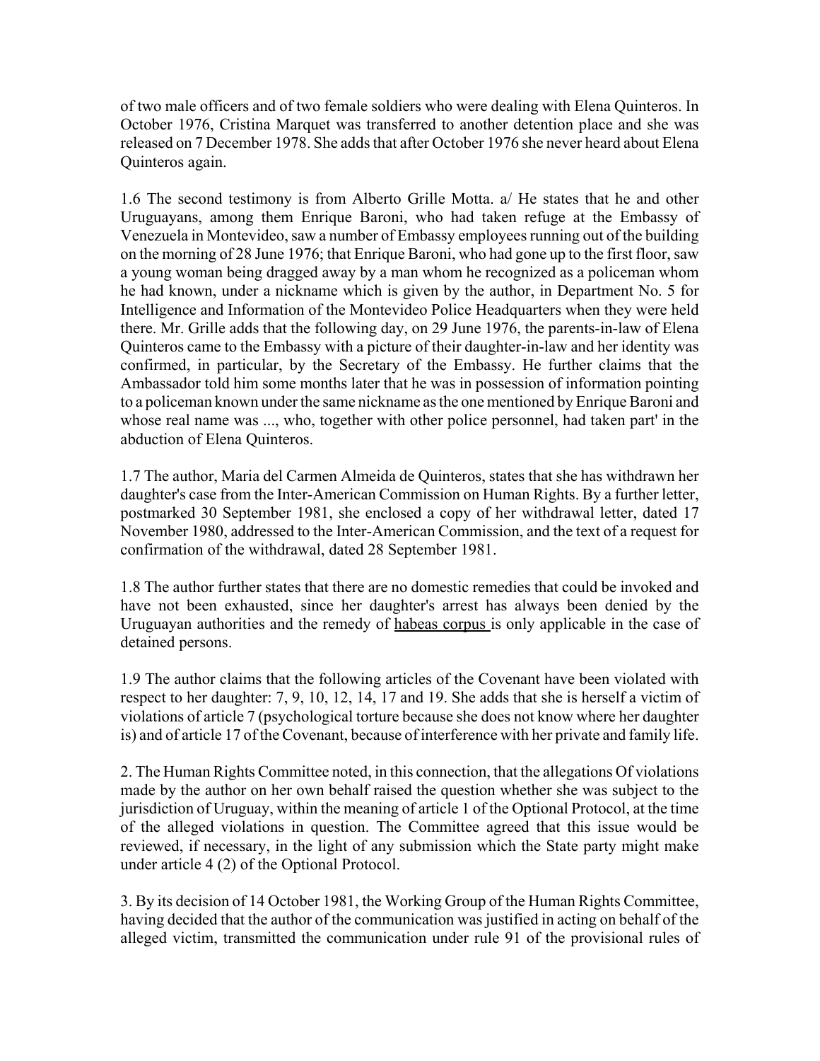of two male officers and of two female soldiers who were dealing with Elena Quinteros. In October 1976, Cristina Marquet was transferred to another detention place and she was released on 7 December 1978. She adds that after October 1976 she never heard about Elena Quinteros again.

1.6 The second testimony is from Alberto Grille Motta. a/ He states that he and other Uruguayans, among them Enrique Baroni, who had taken refuge at the Embassy of Venezuela in Montevideo, saw a number of Embassy employees running out of the building on the morning of 28 June 1976; that Enrique Baroni, who had gone up to the first floor, saw a young woman being dragged away by a man whom he recognized as a policeman whom he had known, under a nickname which is given by the author, in Department No. 5 for Intelligence and Information of the Montevideo Police Headquarters when they were held there. Mr. Grille adds that the following day, on 29 June 1976, the parents-in-law of Elena Quinteros came to the Embassy with a picture of their daughter-in-law and her identity was confirmed, in particular, by the Secretary of the Embassy. He further claims that the Ambassador told him some months later that he was in possession of information pointing to a policeman known under the same nickname as the one mentioned by Enrique Baroni and whose real name was ..., who, together with other police personnel, had taken part' in the abduction of Elena Quinteros.

1.7 The author, Maria del Carmen Almeida de Quinteros, states that she has withdrawn her daughter's case from the Inter-American Commission on Human Rights. By a further letter, postmarked 30 September 1981, she enclosed a copy of her withdrawal letter, dated 17 November 1980, addressed to the Inter-American Commission, and the text of a request for confirmation of the withdrawal, dated 28 September 1981.

1.8 The author further states that there are no domestic remedies that could be invoked and have not been exhausted, since her daughter's arrest has always been denied by the Uruguayan authorities and the remedy of habeas corpus is only applicable in the case of detained persons.

1.9 The author claims that the following articles of the Covenant have been violated with respect to her daughter: 7, 9, 10, 12, 14, 17 and 19. She adds that she is herself a victim of violations of article 7 (psychological torture because she does not know where her daughter is) and of article 17 of the Covenant, because of interference with her private and family life.

2. The Human Rights Committee noted, in this connection, that the allegations Of violations made by the author on her own behalf raised the question whether she was subject to the jurisdiction of Uruguay, within the meaning of article 1 of the Optional Protocol, at the time of the alleged violations in question. The Committee agreed that this issue would be reviewed, if necessary, in the light of any submission which the State party might make under article 4 (2) of the Optional Protocol.

3. By its decision of 14 October 1981, the Working Group of the Human Rights Committee, having decided that the author of the communication was justified in acting on behalf of the alleged victim, transmitted the communication under rule 91 of the provisional rules of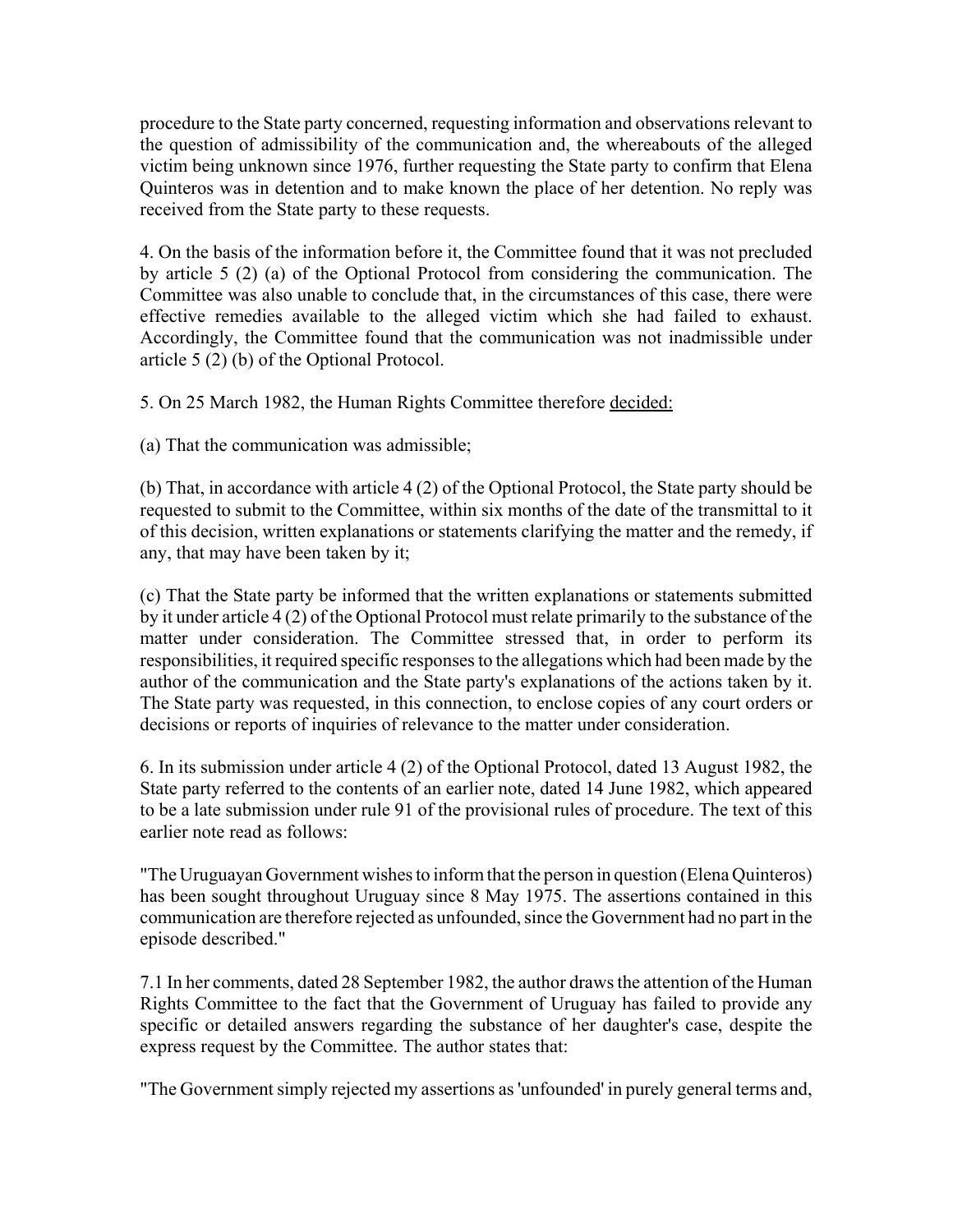procedure to the State party concerned, requesting information and observations relevant to the question of admissibility of the communication and, the whereabouts of the alleged victim being unknown since 1976, further requesting the State party to confirm that Elena Quinteros was in detention and to make known the place of her detention. No reply was received from the State party to these requests.

4. On the basis of the information before it, the Committee found that it was not precluded by article 5 (2) (a) of the Optional Protocol from considering the communication. The Committee was also unable to conclude that, in the circumstances of this case, there were effective remedies available to the alleged victim which she had failed to exhaust. Accordingly, the Committee found that the communication was not inadmissible under article 5 (2) (b) of the Optional Protocol.

5. On 25 March 1982, the Human Rights Committee therefore decided:

(a) That the communication was admissible;

(b) That, in accordance with article 4 (2) of the Optional Protocol, the State party should be requested to submit to the Committee, within six months of the date of the transmittal to it of this decision, written explanations or statements clarifying the matter and the remedy, if any, that may have been taken by it;

(c) That the State party be informed that the written explanations or statements submitted by it under article 4 (2) of the Optional Protocol must relate primarily to the substance of the matter under consideration. The Committee stressed that, in order to perform its responsibilities, it required specific responses to the allegations which had been made by the author of the communication and the State party's explanations of the actions taken by it. The State party was requested, in this connection, to enclose copies of any court orders or decisions or reports of inquiries of relevance to the matter under consideration.

6. In its submission under article 4 (2) of the Optional Protocol, dated 13 August 1982, the State party referred to the contents of an earlier note, dated 14 June 1982, which appeared to be a late submission under rule 91 of the provisional rules of procedure. The text of this earlier note read as follows:

"The Uruguayan Government wishes to inform that the person in question (Elena Quinteros) has been sought throughout Uruguay since 8 May 1975. The assertions contained in this communication are therefore rejected as unfounded, since the Government had no part in the episode described."

7.1 In her comments, dated 28 September 1982, the author draws the attention of the Human Rights Committee to the fact that the Government of Uruguay has failed to provide any specific or detailed answers regarding the substance of her daughter's case, despite the express request by the Committee. The author states that:

"The Government simply rejected my assertions as 'unfounded' in purely general terms and,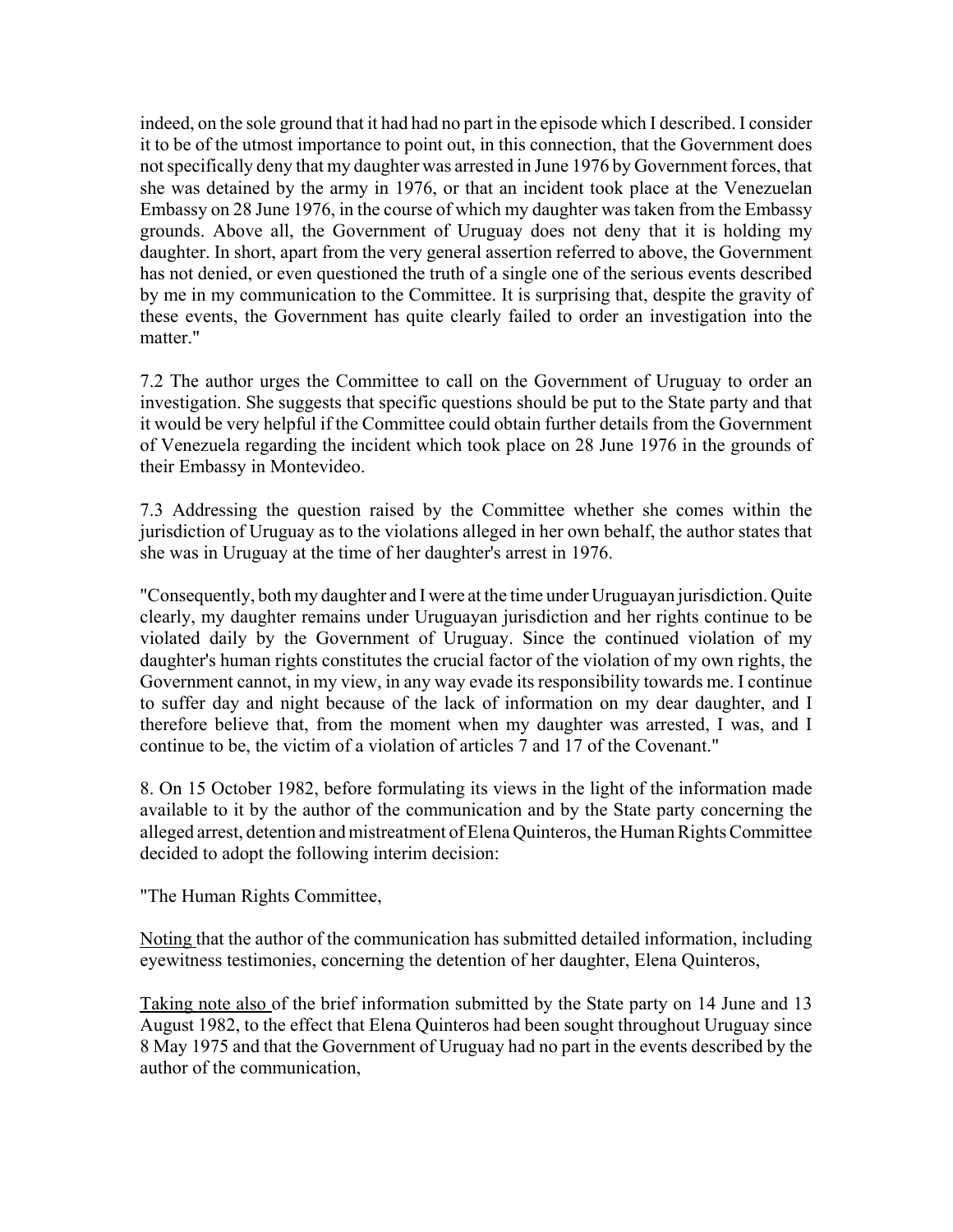indeed, on the sole ground that it had had no part in the episode which I described. I consider it to be of the utmost importance to point out, in this connection, that the Government does not specifically deny that my daughter was arrested in June 1976 by Government forces, that she was detained by the army in 1976, or that an incident took place at the Venezuelan Embassy on 28 June 1976, in the course of which my daughter was taken from the Embassy grounds. Above all, the Government of Uruguay does not deny that it is holding my daughter. In short, apart from the very general assertion referred to above, the Government has not denied, or even questioned the truth of a single one of the serious events described by me in my communication to the Committee. It is surprising that, despite the gravity of these events, the Government has quite clearly failed to order an investigation into the matter."

7.2 The author urges the Committee to call on the Government of Uruguay to order an investigation. She suggests that specific questions should be put to the State party and that it would be very helpful if the Committee could obtain further details from the Government of Venezuela regarding the incident which took place on 28 June 1976 in the grounds of their Embassy in Montevideo.

7.3 Addressing the question raised by the Committee whether she comes within the jurisdiction of Uruguay as to the violations alleged in her own behalf, the author states that she was in Uruguay at the time of her daughter's arrest in 1976.

"Consequently, both my daughter and I were at the time under Uruguayan jurisdiction. Quite clearly, my daughter remains under Uruguayan jurisdiction and her rights continue to be violated daily by the Government of Uruguay. Since the continued violation of my daughter's human rights constitutes the crucial factor of the violation of my own rights, the Government cannot, in my view, in any way evade its responsibility towards me. I continue to suffer day and night because of the lack of information on my dear daughter, and I therefore believe that, from the moment when my daughter was arrested, I was, and I continue to be, the victim of a violation of articles 7 and 17 of the Covenant."

8. On 15 October 1982, before formulating its views in the light of the information made available to it by the author of the communication and by the State party concerning the alleged arrest, detention and mistreatment of Elena Quinteros, the Human Rights Committee decided to adopt the following interim decision:

"The Human Rights Committee,

<u>Noting</u> that the author of the communication has submitted detailed information, including eyewitness testimonies, concerning the detention of her daughter, Elena Quinteros,

<u>Taking note also</u> of the brief information submitted by the State party on 14 June and 13 August 1982, to the effect that Elena Quinteros had been sought throughout Uruguay since 8 May 1975 and that the Government of Uruguay had no part in the events described by the author of the communication,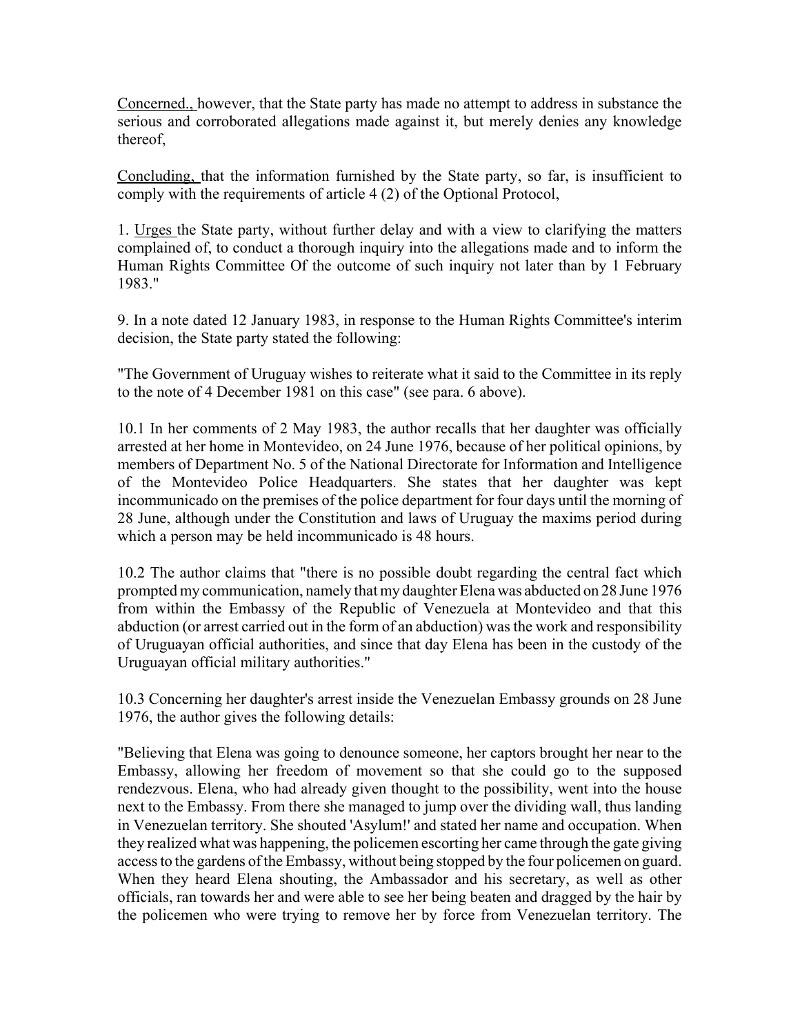Concerned., however, that the State party has made no attempt to address in substance the serious and corroborated allegations made against it, but merely denies any knowledge thereof,

Concluding, that the information furnished by the State party, so far, is insufficient to comply with the requirements of article 4 (2) of the Optional Protocol,

1. Urges the State party, without further delay and with a view to clarifying the matters complained of, to conduct a thorough inquiry into the allegations made and to inform the Human Rights Committee Of the outcome of such inquiry not later than by 1 February 1983."

9. In a note dated 12 January 1983, in response to the Human Rights Committee's interim decision, the State party stated the following:

"The Government of Uruguay wishes to reiterate what it said to the Committee in its reply to the note of 4 December 1981 on this case" (see para. 6 above).

10.1 In her comments of 2 May 1983, the author recalls that her daughter was officially arrested at her home in Montevideo, on 24 June 1976, because of her political opinions, by members of Department No. 5 of the National Directorate for Information and Intelligence of the Montevideo Police Headquarters. She states that her daughter was kept incommunicado on the premises of the police department for four days until the morning of 28 June, although under the Constitution and laws of Uruguay the maxims period during which a person may be held incommunicado is 48 hours.

10.2 The author claims that "there is no possible doubt regarding the central fact which prompted my communication, namely that my daughter Elena was abducted on 28 June 1976 from within the Embassy of the Republic of Venezuela at Montevideo and that this abduction (or arrest carried out in the form of an abduction) was the work and responsibility of Uruguayan official authorities, and since that day Elena has been in the custody of the Uruguayan official military authorities."

10.3 Concerning her daughter's arrest inside the Venezuelan Embassy grounds on 28 June 1976, the author gives the following details:

"Believing that Elena was going to denounce someone, her captors brought her near to the Embassy, allowing her freedom of movement so that she could go to the supposed rendezvous. Elena, who had already given thought to the possibility, went into the house next to the Embassy. From there she managed to jump over the dividing wall, thus landing in Venezuelan territory. She shouted 'Asylum!' and stated her name and occupation. When they realized what was happening, the policemen escorting her came through the gate giving access to the gardens of the Embassy, without being stopped by the four policemen on guard. When they heard Elena shouting, the Ambassador and his secretary, as well as other officials, ran towards her and were able to see her being beaten and dragged by the hair by the policemen who were trying to remove her by force from Venezuelan territory. The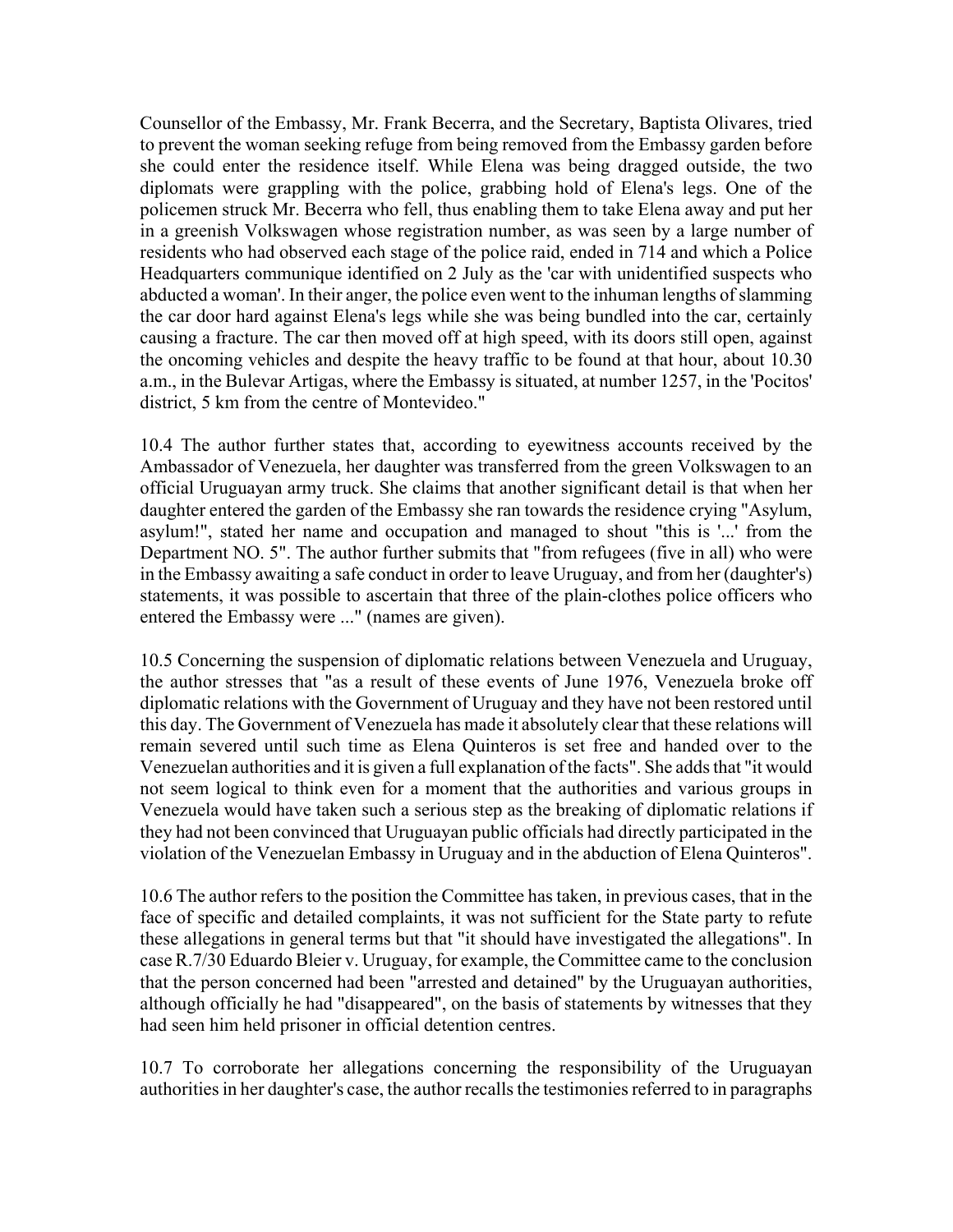Counsellor of the Embassy, Mr. Frank Becerra, and the Secretary, Baptista Olivares, tried to prevent the woman seeking refuge from being removed from the Embassy garden before she could enter the residence itself. While Elena was being dragged outside, the two diplomats were grappling with the police, grabbing hold of Elena's legs. One of the policemen struck Mr. Becerra who fell, thus enabling them to take Elena away and put her in a greenish Volkswagen whose registration number, as was seen by a large number of residents who had observed each stage of the police raid, ended in 714 and which a Police Headquarters communique identified on 2 July as the 'car with unidentified suspects who abducted a woman'. In their anger, the police even went to the inhuman lengths of slamming the car door hard against Elena's legs while she was being bundled into the car, certainly causing a fracture. The car then moved off at high speed, with its doors still open, against the oncoming vehicles and despite the heavy traffic to be found at that hour, about 10.30 a.m., in the Bulevar Artigas, where the Embassy is situated, at number 1257, in the 'Pocitos' district, 5 km from the centre of Montevideo."

10.4 The author further states that, according to eyewitness accounts received by the Ambassador of Venezuela, her daughter was transferred from the green Volkswagen to an official Uruguayan army truck. She claims that another significant detail is that when her daughter entered the garden of the Embassy she ran towards the residence crying "Asylum, asylum!", stated her name and occupation and managed to shout "this is '...' from the Department NO. 5". The author further submits that "from refugees (five in all) who were in the Embassy awaiting a safe conduct in order to leave Uruguay, and from her (daughter's) statements, it was possible to ascertain that three of the plain-clothes police officers who entered the Embassy were ..." (names are given).

10.5 Concerning the suspension of diplomatic relations between Venezuela and Uruguay, the author stresses that "as a result of these events of June 1976, Venezuela broke off diplomatic relations with the Government of Uruguay and they have not been restored until this day. The Government of Venezuela has made it absolutely clear that these relations will remain severed until such time as Elena Quinteros is set free and handed over to the Venezuelan authorities and it is given a full explanation of the facts". She adds that "it would not seem logical to think even for a moment that the authorities and various groups in Venezuela would have taken such a serious step as the breaking of diplomatic relations if they had not been convinced that Uruguayan public officials had directly participated in the violation of the Venezuelan Embassy in Uruguay and in the abduction of Elena Quinteros".

10.6 The author refers to the position the Committee has taken, in previous cases, that in the face of specific and detailed complaints, it was not sufficient for the State party to refute these allegations in general terms but that "it should have investigated the allegations". In case R.7/30 Eduardo Bleier v. Uruguay, for example, the Committee came to the conclusion that the person concerned had been "arrested and detained" by the Uruguayan authorities, although officially he had "disappeared", on the basis of statements by witnesses that they had seen him held prisoner in official detention centres.

10.7 To corroborate her allegations concerning the responsibility of the Uruguayan authorities in her daughter's case, the author recalls the testimonies referred to in paragraphs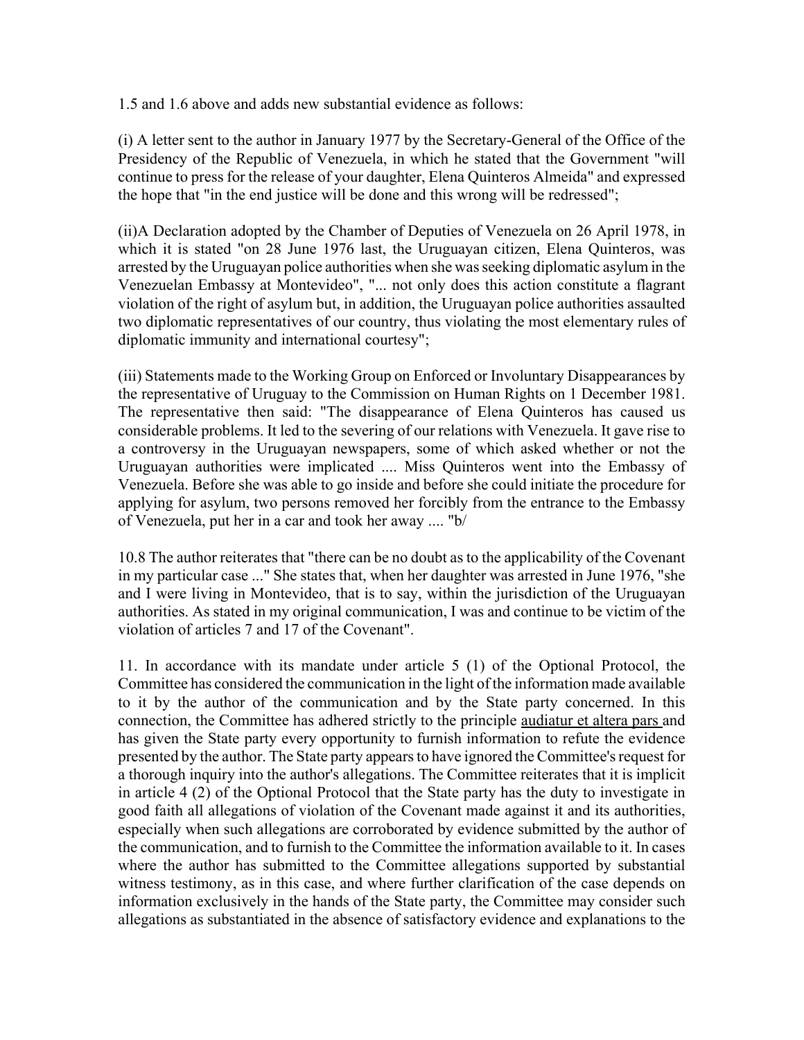1.5 and 1.6 above and adds new substantial evidence as follows:

(i) A letter sent to the author in January 1977 by the Secretary-General of the Office of the Presidency of the Republic of Venezuela, in which he stated that the Government "will continue to press for the release of your daughter, Elena Quinteros Almeida" and expressed the hope that "in the end justice will be done and this wrong will be redressed";

(ii)A Declaration adopted by the Chamber of Deputies of Venezuela on 26 April 1978, in which it is stated "on 28 June 1976 last, the Uruguayan citizen, Elena Quinteros, was arrested by the Uruguayan police authorities when she was seeking diplomatic asylum in the Venezuelan Embassy at Montevideo", "... not only does this action constitute a flagrant violation of the right of asylum but, in addition, the Uruguayan police authorities assaulted two diplomatic representatives of our country, thus violating the most elementary rules of diplomatic immunity and international courtesy";

(iii) Statements made to the Working Group on Enforced or Involuntary Disappearances by the representative of Uruguay to the Commission on Human Rights on 1 December 1981. The representative then said: "The disappearance of Elena Quinteros has caused us considerable problems. It led to the severing of our relations with Venezuela. It gave rise to a controversy in the Uruguayan newspapers, some of which asked whether or not the Uruguayan authorities were implicated .... Miss Quinteros went into the Embassy of Venezuela. Before she was able to go inside and before she could initiate the procedure for applying for asylum, two persons removed her forcibly from the entrance to the Embassy of Venezuela, put her in a car and took her away .... "b/

10.8 The author reiterates that "there can be no doubt as to the applicability of the Covenant in my particular case ..." She states that, when her daughter was arrested in June 1976, "she and I were living in Montevideo, that is to say, within the jurisdiction of the Uruguayan authorities. As stated in my original communication, I was and continue to be victim of the violation of articles 7 and 17 of the Covenant".

11. In accordance with its mandate under article 5 (1) of the Optional Protocol, the Committee has considered the communication in the light of the information made available to it by the author of the communication and by the State party concerned. In this connection, the Committee has adhered strictly to the principle audiatur et altera pars and has given the State party every opportunity to furnish information to refute the evidence presented by the author. The State party appears to have ignored the Committee's request for a thorough inquiry into the author's allegations. The Committee reiterates that it is implicit in article 4 (2) of the Optional Protocol that the State party has the duty to investigate in good faith all allegations of violation of the Covenant made against it and its authorities, especially when such allegations are corroborated by evidence submitted by the author of the communication, and to furnish to the Committee the information available to it. In cases where the author has submitted to the Committee allegations supported by substantial witness testimony, as in this case, and where further clarification of the case depends on information exclusively in the hands of the State party, the Committee may consider such allegations as substantiated in the absence of satisfactory evidence and explanations to the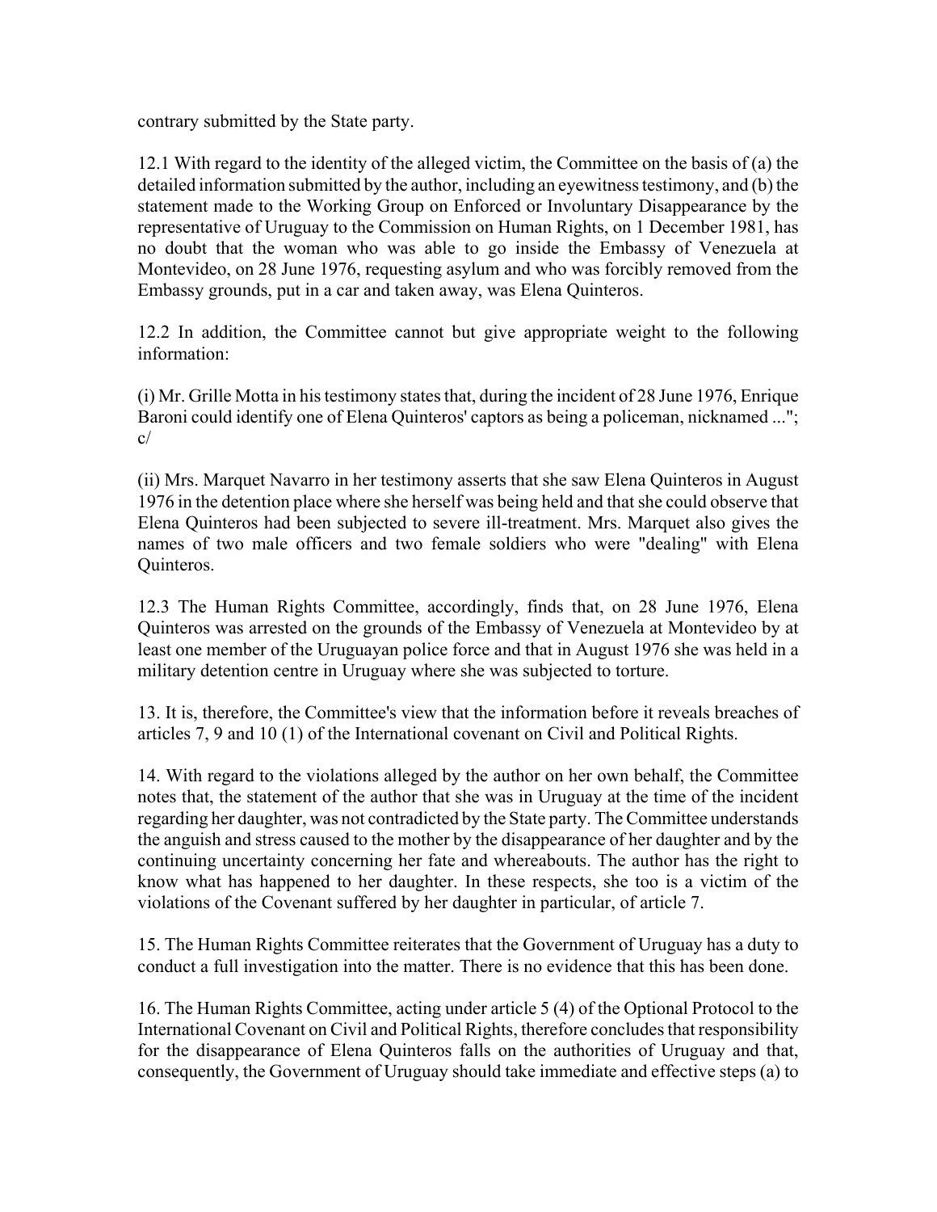contrary submitted by the State party.

12.1 With regard to the identity of the alleged victim, the Committee on the basis of (a) the detailed information submitted by the author, including an eyewitness testimony, and (b) the statement made to the Working Group on Enforced or Involuntary Disappearance by the representative of Uruguay to the Commission on Human Rights, on 1 December 1981, has no doubt that the woman who was able to go inside the Embassy of Venezuela at Montevideo, on 28 June 1976, requesting asylum and who was forcibly removed from the Embassy grounds, put in a car and taken away, was Elena Quinteros.

12.2 In addition, the Committee cannot but give appropriate weight to the following information:

(i) Mr. Grille Motta in his testimony states that, during the incident of 28 June 1976, Enrique Baroni could identify one of Elena Quinteros' captors as being a policeman, nicknamed ..."; c/

(ii) Mrs. Marquet Navarro in her testimony asserts that she saw Elena Quinteros in August 1976 in the detention place where she herself was being held and that she could observe that Elena Quinteros had been subjected to severe ill-treatment. Mrs. Marquet also gives the names of two male officers and two female soldiers who were "dealing" with Elena Quinteros.

12.3 The Human Rights Committee, accordingly, finds that, on 28 June 1976, Elena Quinteros was arrested on the grounds of the Embassy of Venezuela at Montevideo by at least one member of the Uruguayan police force and that in August 1976 she was held in a military detention centre in Uruguay where she was subjected to torture.

13. It is, therefore, the Committee's view that the information before it reveals breaches of articles 7, 9 and 10 (1) of the International covenant on Civil and Political Rights.

14. With regard to the violations alleged by the author on her own behalf, the Committee notes that, the statement of the author that she was in Uruguay at the time of the incident regarding her daughter, was not contradicted by the State party. The Committee understands the anguish and stress caused to the mother by the disappearance of her daughter and by the continuing uncertainty concerning her fate and whereabouts. The author has the right to know what has happened to her daughter. In these respects, she too is a victim of the violations of the Covenant suffered by her daughter in particular, of article 7.

15. The Human Rights Committee reiterates that the Government of Uruguay has a duty to conduct a full investigation into the matter. There is no evidence that this has been done.

16. The Human Rights Committee, acting under article 5 (4) of the Optional Protocol to the International Covenant on Civil and Political Rights, therefore concludes that responsibility for the disappearance of Elena Quinteros falls on the authorities of Uruguay and that, consequently, the Government of Uruguay should take immediate and effective steps (a) to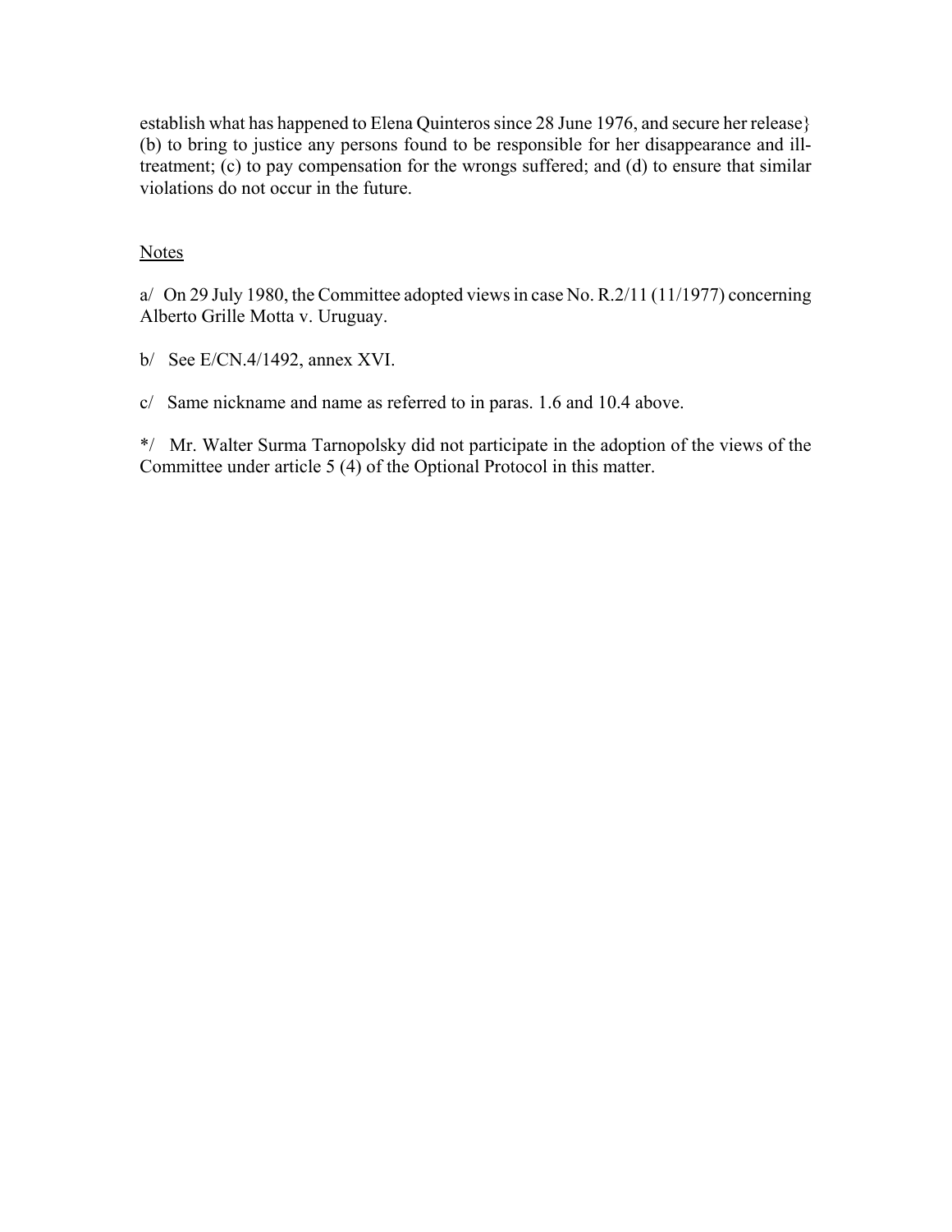establish what has happened to Elena Quinteros since 28 June 1976, and secure her release} (b) to bring to justice any persons found to be responsible for her disappearance and ill-treatment; (c) to pay compensation for the wrongs suffered; and (d) to ensure that similar violations do not occur in the future.

Notes

a/ On 29 July 1980, the Committee adopted views in case No. R.2/11 (11/1977) concerning Alberto Grille Motta v. Uruguay.

b/ See E/CN.4/1492, annex XVI.

c/ Same nickname and name as referred to in paras. 1.6 and 10.4 above.

*/ Mr. Walter Surma Tarnopolsky did not participate in the adoption of the views of the Committee under article 5 (4) of the Optional Protocol in this matter.